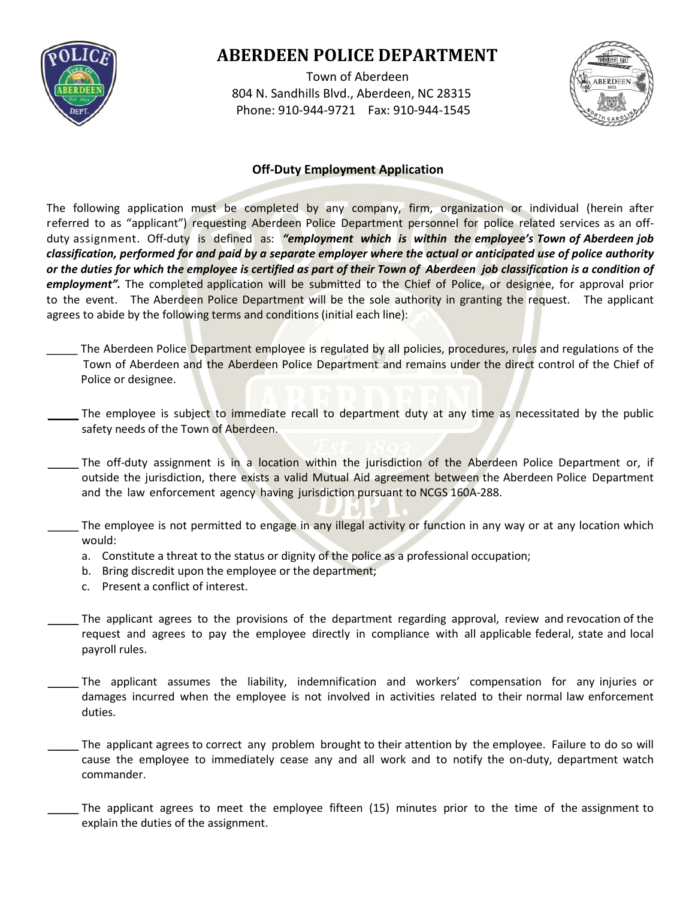# ABERDEEN POLICE DEPARTMENT

Town of Aberdeen
804 N. Sandhills Blvd., Aberdeen, NC 28315
Phone: 910-944-9721  Fax: 910-944-1545

## Off-Duty Employment Application

The following application must be completed by any company, firm, organization or individual (herein after referred to as "applicant") requesting Aberdeen Police Department personnel for police related services as an off-duty assignment. Off-duty is defined as: ***"employment which is within the employee's Town of Aberdeen job classification, performed for and paid by a separate employer where the actual or anticipated use of police authority or the duties for which the employee is certified as part of their Town of Aberdeen job classification is a condition of employment".*** The completed application will be submitted to the Chief of Police, or designee, for approval prior to the event. The Aberdeen Police Department will be the sole authority in granting the request. The applicant agrees to abide by the following terms and conditions (initial each line):

_____ The Aberdeen Police Department employee is regulated by all policies, procedures, rules and regulations of the Town of Aberdeen and the Aberdeen Police Department and remains under the direct control of the Chief of Police or designee.

_____ The employee is subject to immediate recall to department duty at any time as necessitated by the public safety needs of the Town of Aberdeen.

_____ The off-duty assignment is in a location within the jurisdiction of the Aberdeen Police Department or, if outside the jurisdiction, there exists a valid Mutual Aid agreement between the Aberdeen Police Department and the law enforcement agency having jurisdiction pursuant to NCGS 160A-288.

_____ The employee is not permitted to engage in any illegal activity or function in any way or at any location which would:

a. Constitute a threat to the status or dignity of the police as a professional occupation;
b. Bring discredit upon the employee or the department;
c. Present a conflict of interest.

_____ The applicant agrees to the provisions of the department regarding approval, review and revocation of the request and agrees to pay the employee directly in compliance with all applicable federal, state and local payroll rules.

_____ The applicant assumes the liability, indemnification and workers' compensation for any injuries or damages incurred when the employee is not involved in activities related to their normal law enforcement duties.

_____ The applicant agrees to correct any problem brought to their attention by the employee. Failure to do so will cause the employee to immediately cease any and all work and to notify the on-duty, department watch commander.

_____ The applicant agrees to meet the employee fifteen (15) minutes prior to the time of the assignment to explain the duties of the assignment.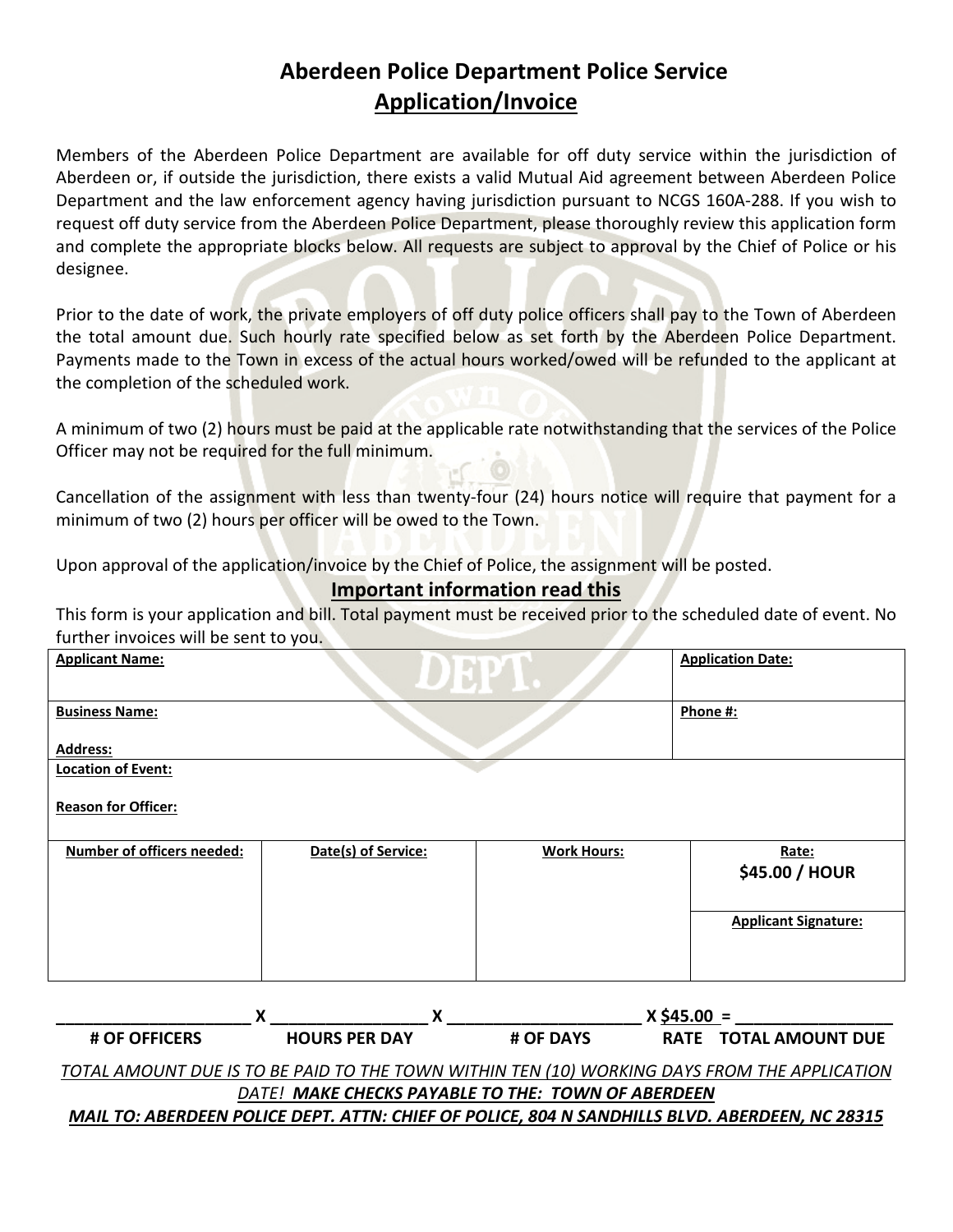# Aberdeen Police Department Police Service

## Application/Invoice

Members of the Aberdeen Police Department are available for off duty service within the jurisdiction of Aberdeen or, if outside the jurisdiction, there exists a valid Mutual Aid agreement between Aberdeen Police Department and the law enforcement agency having jurisdiction pursuant to NCGS 160A-288. If you wish to request off duty service from the Aberdeen Police Department, please thoroughly review this application form and complete the appropriate blocks below. All requests are subject to approval by the Chief of Police or his designee.

Prior to the date of work, the private employers of off duty police officers shall pay to the Town of Aberdeen the total amount due. Such hourly rate specified below as set forth by the Aberdeen Police Department. Payments made to the Town in excess of the actual hours worked/owed will be refunded to the applicant at the completion of the scheduled work.

A minimum of two (2) hours must be paid at the applicable rate notwithstanding that the services of the Police Officer may not be required for the full minimum.

Cancellation of the assignment with less than twenty-four (24) hours notice will require that payment for a minimum of two (2) hours per officer will be owed to the Town.

Upon approval of the application/invoice by the Chief of Police, the assignment will be posted.

**Important information read this**

This form is your application and bill. Total payment must be received prior to the scheduled date of event. No further invoices will be sent to you.

| **Applicant Name:** | | | **Application Date:** |
|---|---|---|---|
| **Business Name:**<br>**Address:** | | | **Phone #:** |
| **Location of Event:**<br>**Reason for Officer:** | | | |
| **Number of officers needed:** | **Date(s) of Service:** | **Work Hours:** | **Rate:**<br>**$45.00 / HOUR**<br>**Applicant Signature:** |

**______________________ X __________________ X ______________________ X $45.00 = __________________**

**# OF OFFICERS HOURS PER DAY # OF DAYS RATE TOTAL AMOUNT DUE**

*TOTAL AMOUNT DUE IS TO BE PAID TO THE TOWN WITHIN TEN (10) WORKING DAYS FROM THE APPLICATION DATE!* ***MAKE CHECKS PAYABLE TO THE: TOWN OF ABERDEEN***

***MAIL TO: ABERDEEN POLICE DEPT. ATTN: CHIEF OF POLICE, 804 N SANDHILLS BLVD. ABERDEEN, NC 28315***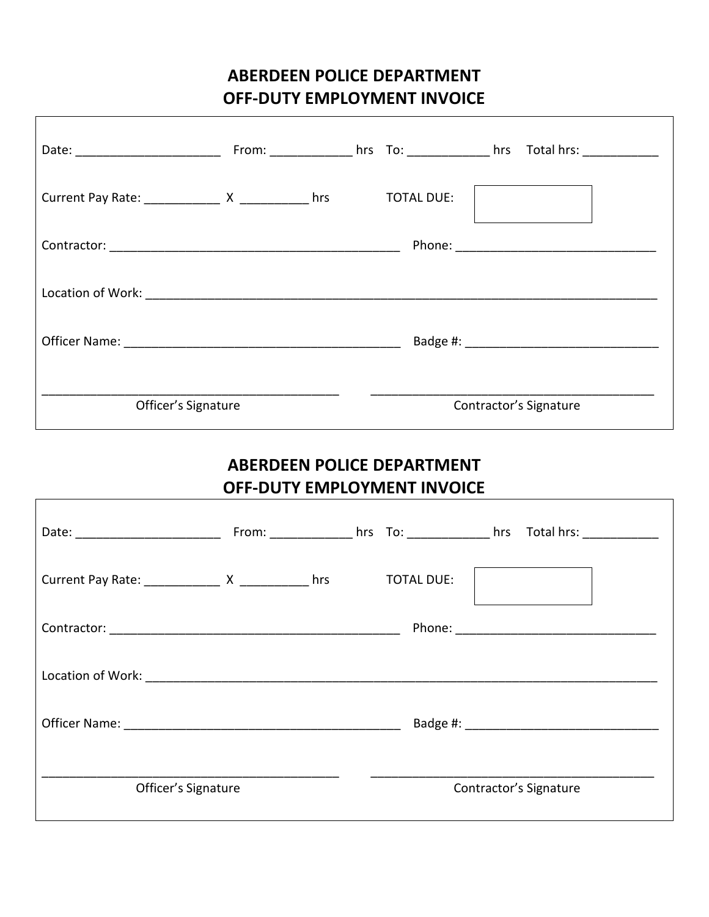## ABERDEEN POLICE DEPARTMENT
## OFF-DUTY EMPLOYMENT INVOICE

Date: ____________________ From: ___________ hrs To: ___________ hrs Total hrs: __________

Current Pay Rate: __________ X _________ hrs TOTAL DUE: [ ]

Contractor: ________________________________________ Phone: __________________________

Location of Work: ____________________________________________________________________

Officer Name: _____________________________________ Badge #: _________________________

_________________________________________ _________________________________________
Officer's Signature Contractor's Signature

## ABERDEEN POLICE DEPARTMENT
## OFF-DUTY EMPLOYMENT INVOICE

Date: ____________________ From: ___________ hrs To: ___________ hrs Total hrs: __________

Current Pay Rate: __________ X _________ hrs TOTAL DUE: [ ]

Contractor: ________________________________________ Phone: __________________________

Location of Work: ____________________________________________________________________

Officer Name: _____________________________________ Badge #: _________________________

_________________________________________ _________________________________________
Officer's Signature Contractor's Signature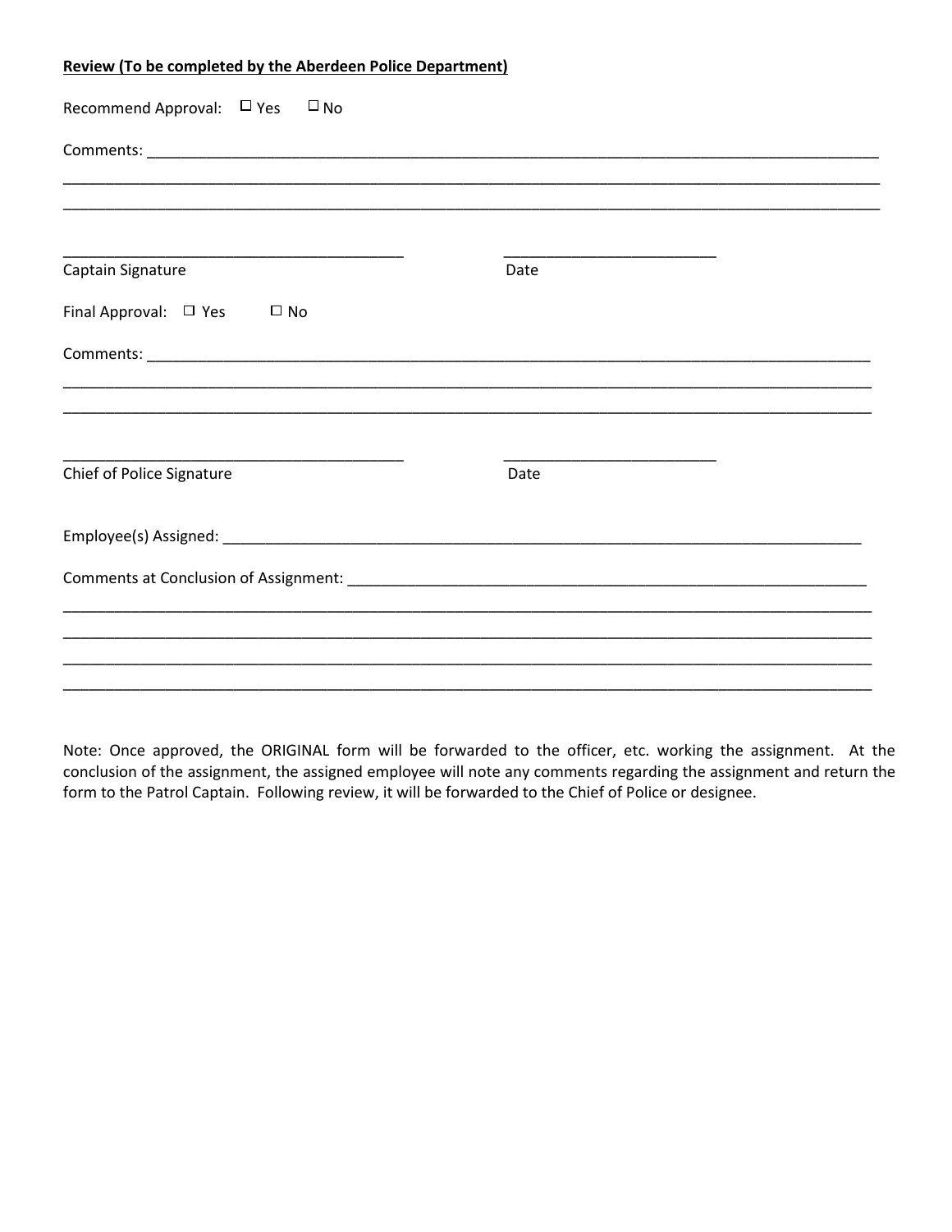**Review (To be completed by the Aberdeen Police Department)**

Recommend Approval: ☐ Yes ☐ No

Comments: ____________________________________________________________________________________

____________________________________________________________________________________________________

____________________________________________________________________________________________________

_________________________________________ _________________________

Captain Signature Date

Final Approval: ☐ Yes ☐ No

Comments: ____________________________________________________________________________________

____________________________________________________________________________________________________

____________________________________________________________________________________________________

_________________________________________ _________________________

Chief of Police Signature Date

Employee(s) Assigned: _____________________________________________________________________________

Comments at Conclusion of Assignment: _______________________________________________________________

____________________________________________________________________________________________________

____________________________________________________________________________________________________

____________________________________________________________________________________________________

____________________________________________________________________________________________________

Note: Once approved, the ORIGINAL form will be forwarded to the officer, etc. working the assignment. At the conclusion of the assignment, the assigned employee will note any comments regarding the assignment and return the form to the Patrol Captain. Following review, it will be forwarded to the Chief of Police or designee.